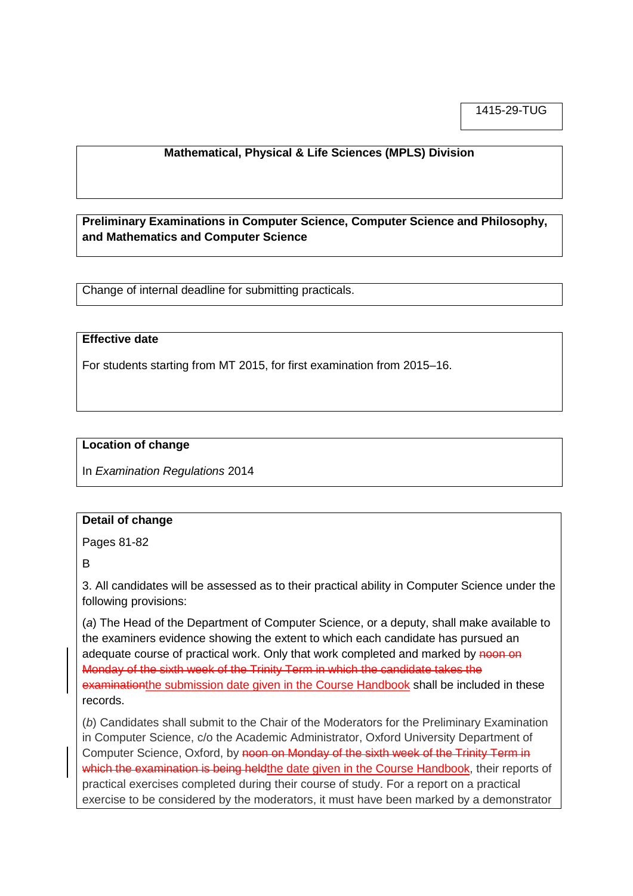1415-29-TUG

**Mathematical, Physical & Life Sciences (MPLS) Division**

**Preliminary Examinations in Computer Science, Computer Science and Philosophy, and Mathematics and Computer Science**

Change of internal deadline for submitting practicals.

**Effective date**

For students starting from MT 2015, for first examination from 2015–16.

**Location of change**

In *Examination Regulations* 2014

**Detail of change**

Pages 81-82

B

3. All candidates will be assessed as to their practical ability in Computer Science under the following provisions:

(*a*) The Head of the Department of Computer Science, or a deputy, shall make available to the examiners evidence showing the extent to which each candidate has pursued an adequate course of practical work. Only that work completed and marked by ~~noon on Monday of the sixth week of the Trinity Term in which the candidate takes the examination~~<u>the submission date given in the Course Handbook</u> shall be included in these records.

(*b*) Candidates shall submit to the Chair of the Moderators for the Preliminary Examination in Computer Science, c/o the Academic Administrator, Oxford University Department of Computer Science, Oxford, by ~~noon on Monday of the sixth week of the Trinity Term in which the examination is being held~~<u>the date given in the Course Handbook</u>, their reports of practical exercises completed during their course of study. For a report on a practical exercise to be considered by the moderators, it must have been marked by a demonstrator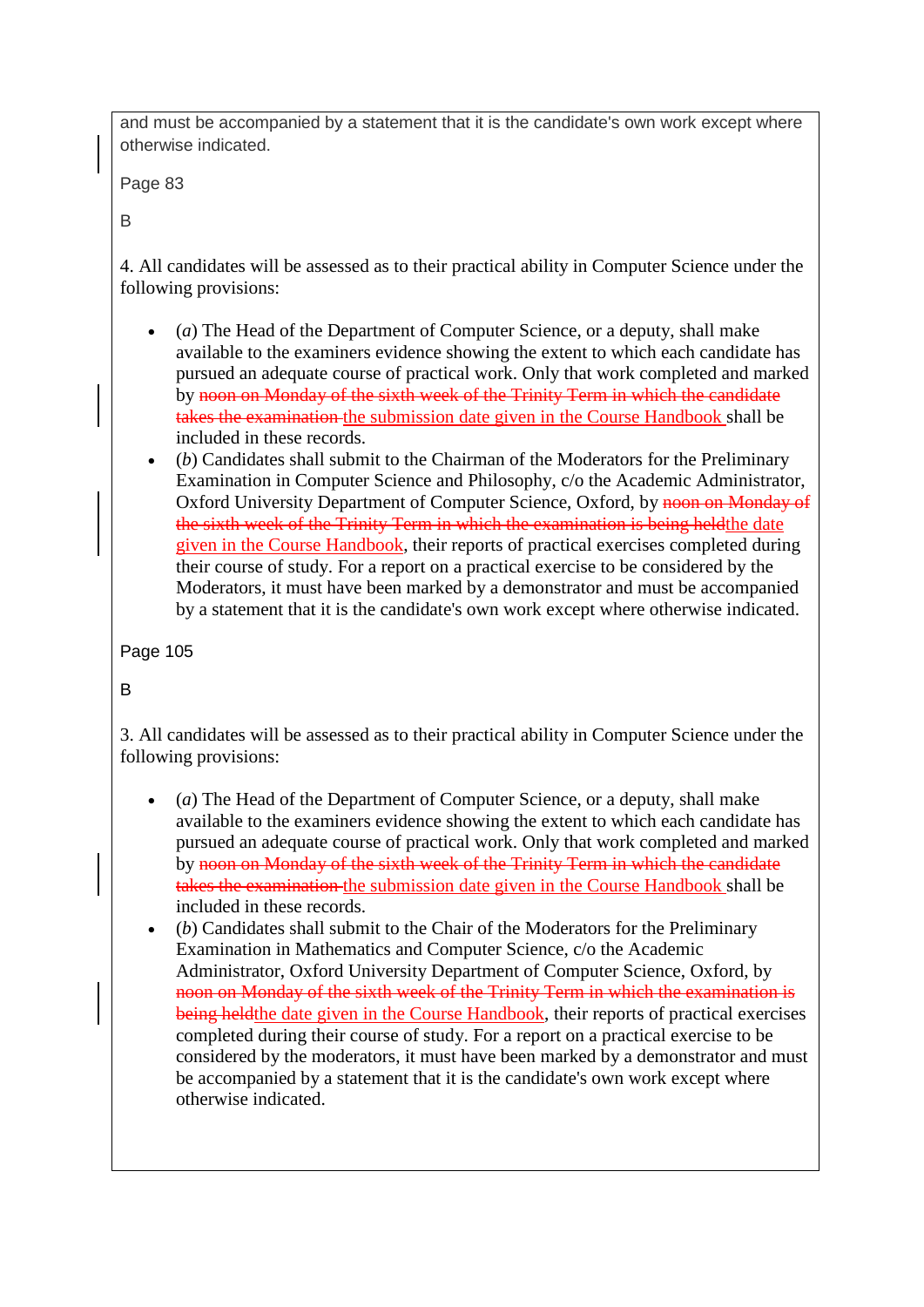and must be accompanied by a statement that it is the candidate's own work except where otherwise indicated.

Page 83

B

4. All candidates will be assessed as to their practical ability in Computer Science under the following provisions:

- (*a*) The Head of the Department of Computer Science, or a deputy, shall make available to the examiners evidence showing the extent to which each candidate has pursued an adequate course of practical work. Only that work completed and marked by ~~noon on Monday of the sixth week of the Trinity Term in which the candidate takes the examination~~ the submission date given in the Course Handbook shall be included in these records.
- (*b*) Candidates shall submit to the Chairman of the Moderators for the Preliminary Examination in Computer Science and Philosophy, c/o the Academic Administrator, Oxford University Department of Computer Science, Oxford, by ~~noon on Monday of the sixth week of the Trinity Term in which the examination is being held~~the date given in the Course Handbook, their reports of practical exercises completed during their course of study. For a report on a practical exercise to be considered by the Moderators, it must have been marked by a demonstrator and must be accompanied by a statement that it is the candidate's own work except where otherwise indicated.

Page 105

B

3. All candidates will be assessed as to their practical ability in Computer Science under the following provisions:

- (*a*) The Head of the Department of Computer Science, or a deputy, shall make available to the examiners evidence showing the extent to which each candidate has pursued an adequate course of practical work. Only that work completed and marked by ~~noon on Monday of the sixth week of the Trinity Term in which the candidate takes the examination~~ the submission date given in the Course Handbook shall be included in these records.
- (*b*) Candidates shall submit to the Chair of the Moderators for the Preliminary Examination in Mathematics and Computer Science, c/o the Academic Administrator, Oxford University Department of Computer Science, Oxford, by ~~noon on Monday of the sixth week of the Trinity Term in which the examination is being held~~the date given in the Course Handbook, their reports of practical exercises completed during their course of study. For a report on a practical exercise to be considered by the moderators, it must have been marked by a demonstrator and must be accompanied by a statement that it is the candidate's own work except where otherwise indicated.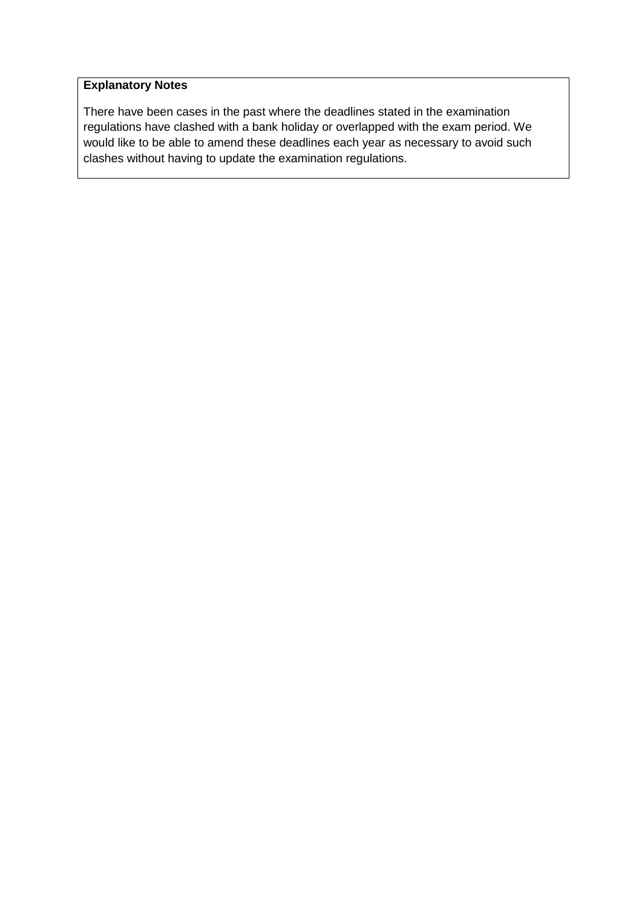**Explanatory Notes**

There have been cases in the past where the deadlines stated in the examination regulations have clashed with a bank holiday or overlapped with the exam period. We would like to be able to amend these deadlines each year as necessary to avoid such clashes without having to update the examination regulations.